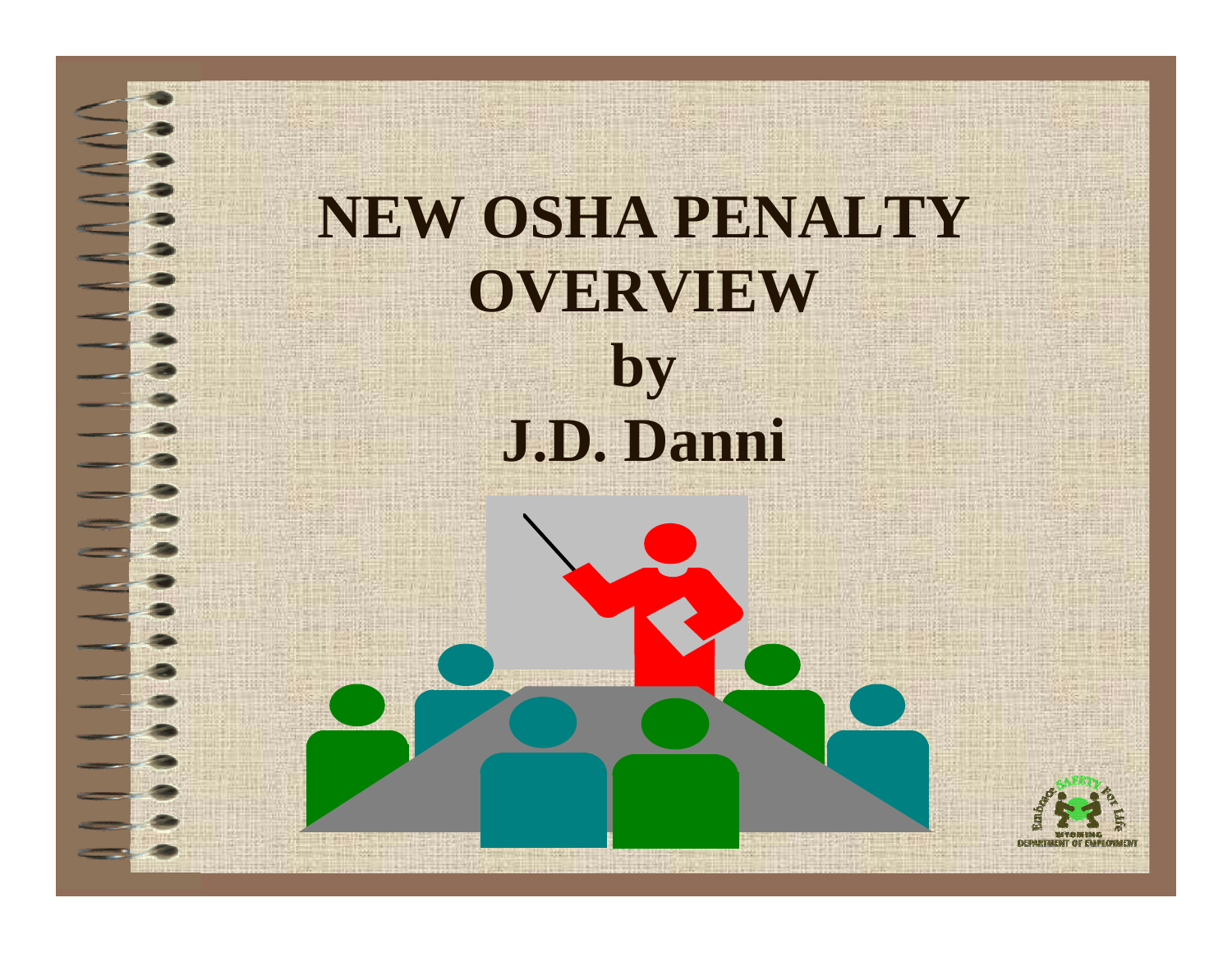# NEW OSHA PENALTY OVERVIEW

## by

## J.D. Danni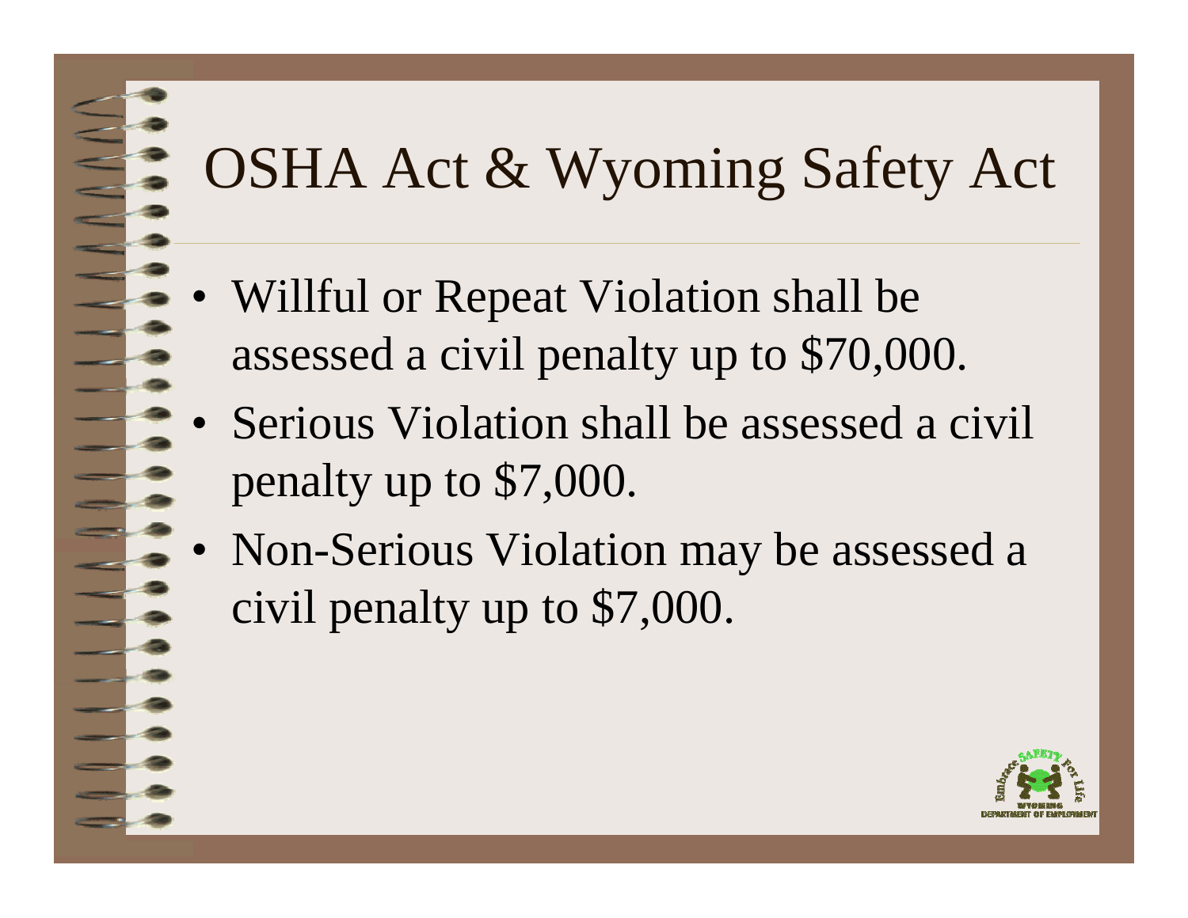# OSHA Act & Wyoming Safety Act

- Willful or Repeat Violation shall be assessed a civil penalty up to $70,000.
- Serious Violation shall be assessed a civil penalty up to $7,000.
- Non-Serious Violation may be assessed a civil penalty up to $7,000.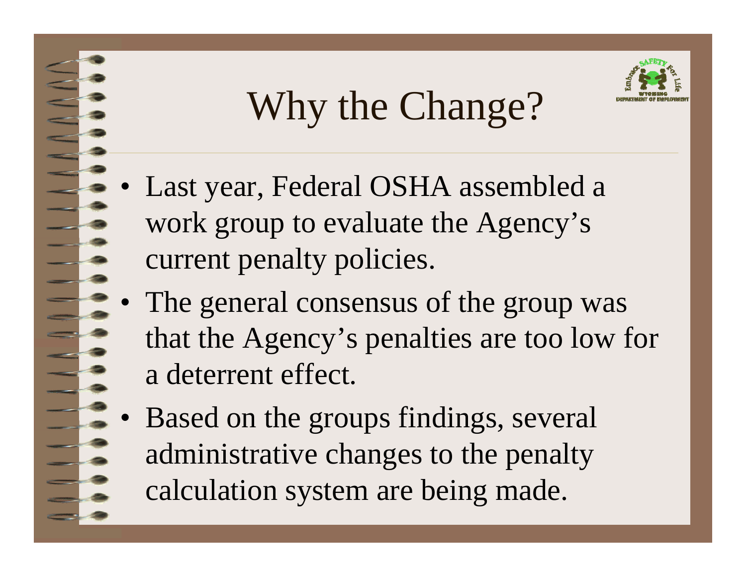# Why the Change?

- Last year, Federal OSHA assembled a work group to evaluate the Agency's current penalty policies.
- The general consensus of the group was that the Agency's penalties are too low for a deterrent effect.
- Based on the groups findings, several administrative changes to the penalty calculation system are being made.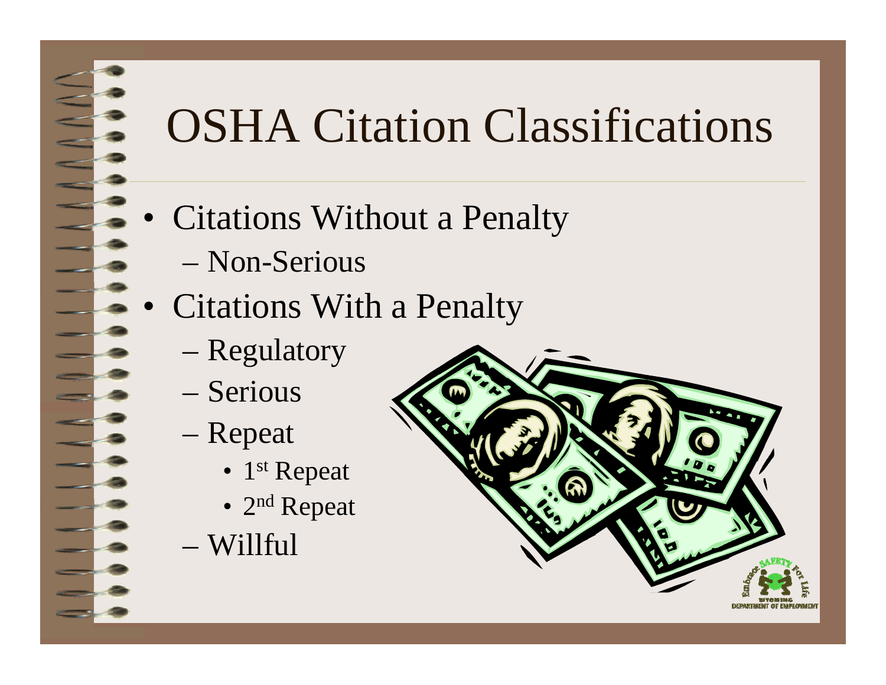# OSHA Citation Classifications

- Citations Without a Penalty
  - Non-Serious
- Citations With a Penalty
  - Regulatory
  - Serious
  - Repeat
    - 1st Repeat
    - 2nd Repeat
  - Willful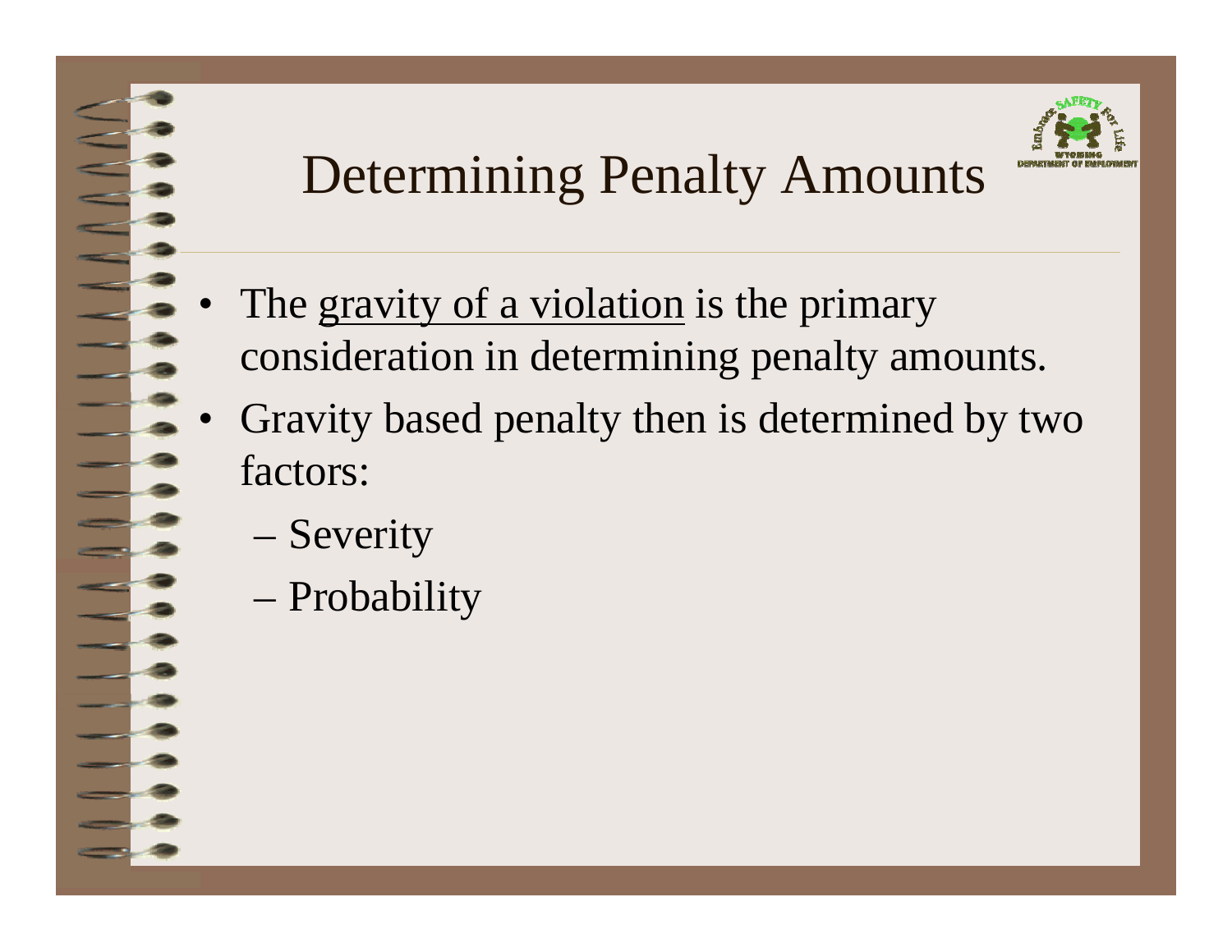# Determining Penalty Amounts

- The gravity of a violation is the primary consideration in determining penalty amounts.
- Gravity based penalty then is determined by two factors:
  - Severity
  - Probability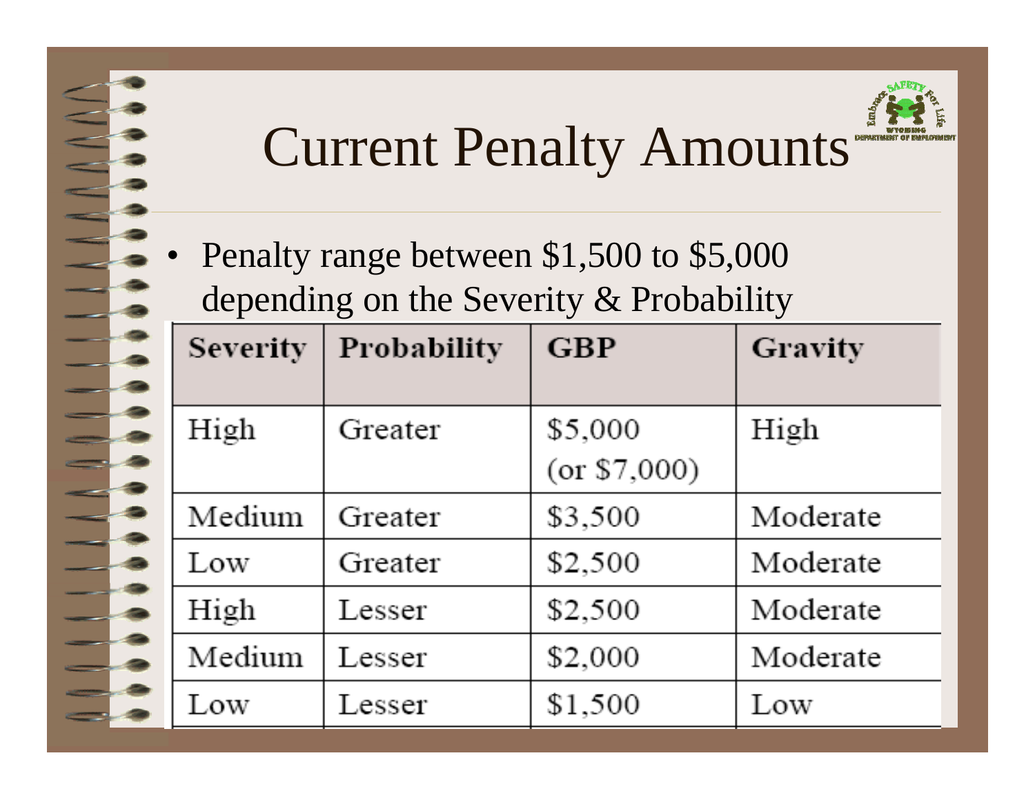# Current Penalty Amounts

- Penalty range between $1,500 to $5,000 depending on the Severity & Probability

| Severity | Probability | GBP | Gravity |
|---|---|---|---|
| High | Greater | $5,000 (or $7,000) | High |
| Medium | Greater | $3,500 | Moderate |
| Low | Greater | $2,500 | Moderate |
| High | Lesser | $2,500 | Moderate |
| Medium | Lesser | $2,000 | Moderate |
| Low | Lesser | $1,500 | Low |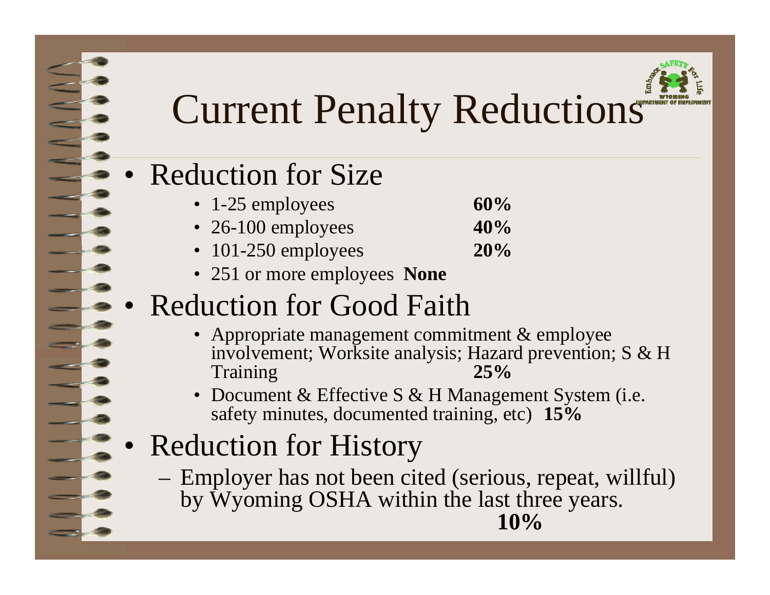# Current Penalty Reductions

- Reduction for Size
  - 1-25 employees **60%**
  - 26-100 employees **40%**
  - 101-250 employees **20%**
  - 251 or more employees **None**
- Reduction for Good Faith
  - Appropriate management commitment & employee involvement; Worksite analysis; Hazard prevention; S & H Training **25%**
  - Document & Effective S & H Management System (i.e. safety minutes, documented training, etc) **15%**
- Reduction for History
  - Employer has not been cited (serious, repeat, willful) by Wyoming OSHA within the last three years. **10%**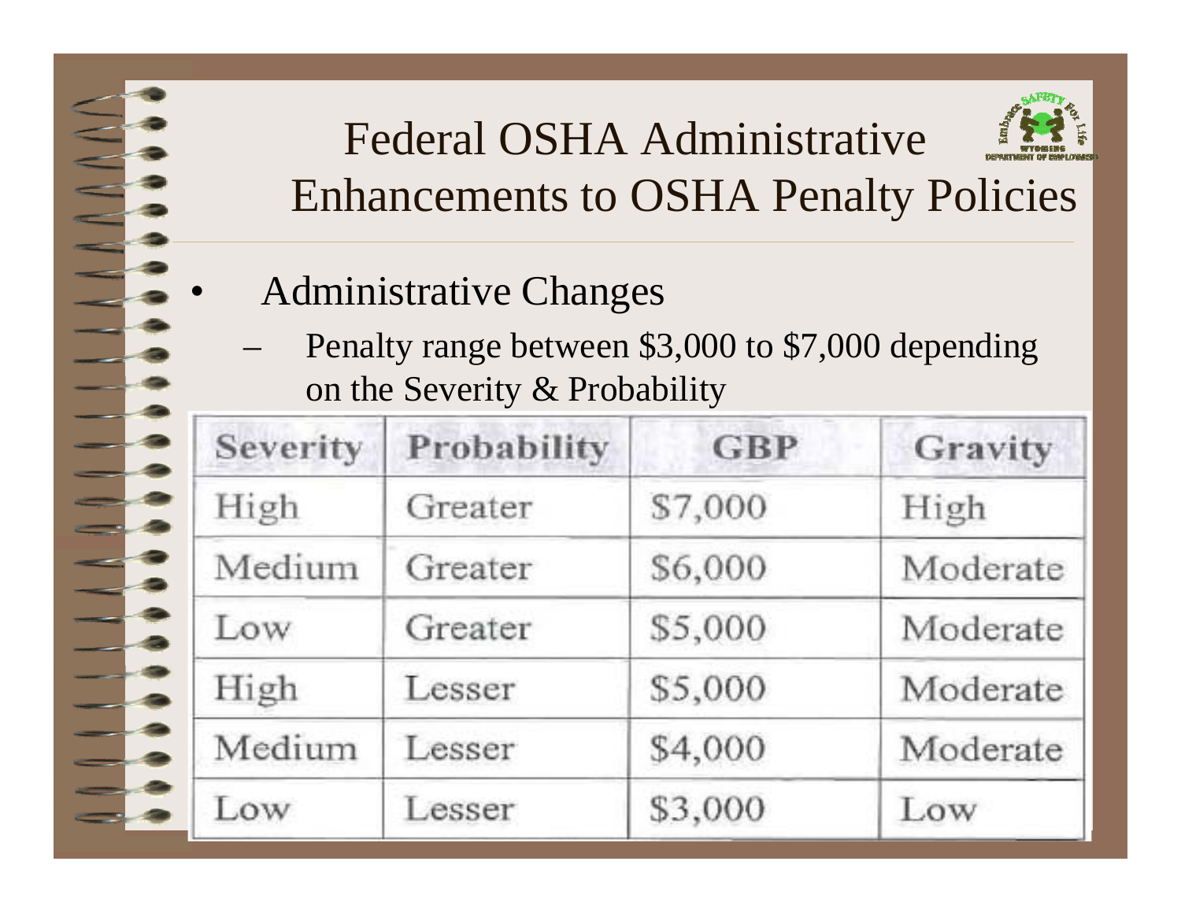# Federal OSHA Administrative Enhancements to OSHA Penalty Policies

- Administrative Changes
  - Penalty range between $3,000 to $7,000 depending on the Severity & Probability

| Severity | Probability | GBP | Gravity |
|---|---|---|---|
| High | Greater | $7,000 | High |
| Medium | Greater | $6,000 | Moderate |
| Low | Greater | $5,000 | Moderate |
| High | Lesser | $5,000 | Moderate |
| Medium | Lesser | $4,000 | Moderate |
| Low | Lesser | $3,000 | Low |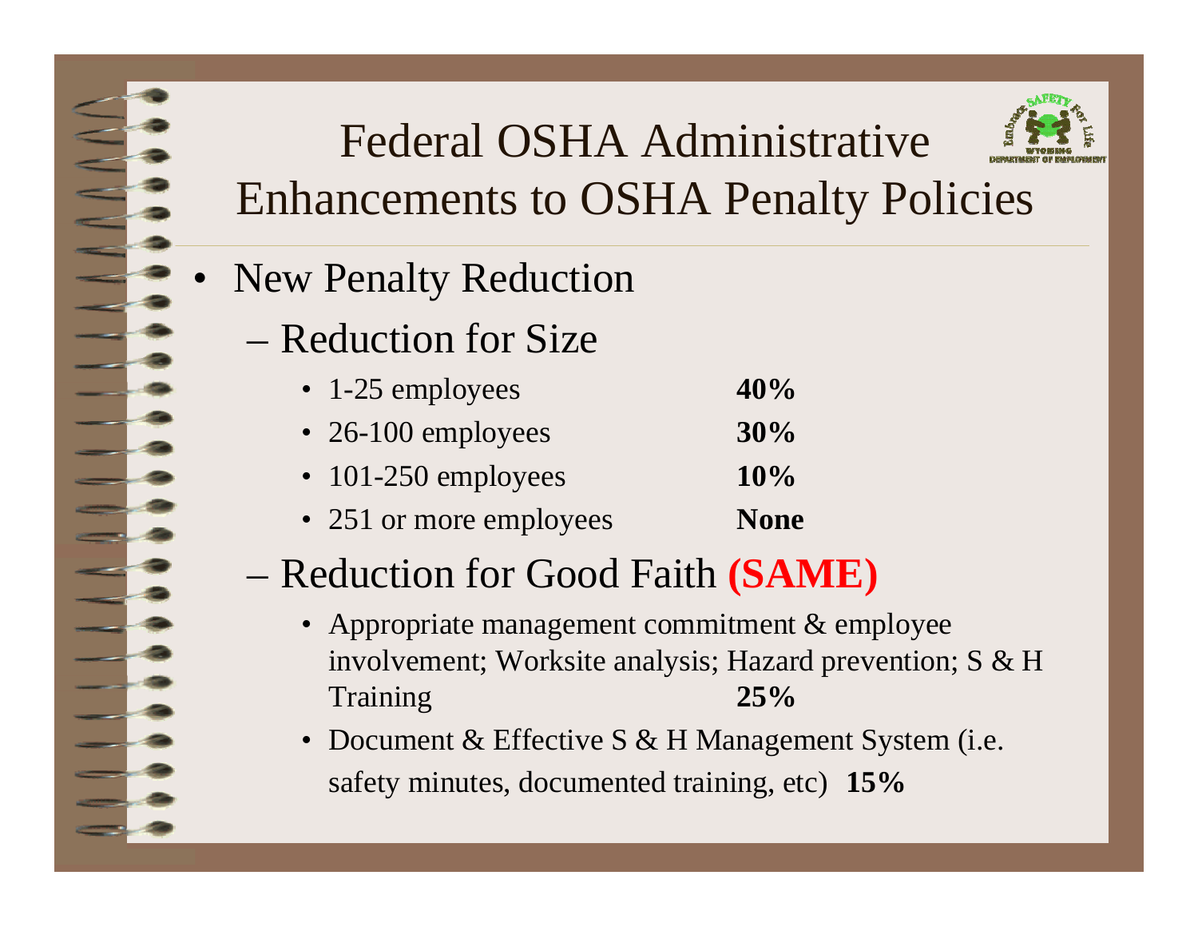# Federal OSHA Administrative Enhancements to OSHA Penalty Policies

- New Penalty Reduction
  - Reduction for Size
    - 1-25 employees **40%**
    - 26-100 employees **30%**
    - 101-250 employees **10%**
    - 251 or more employees **None**
  - Reduction for Good Faith **(SAME)**
    - Appropriate management commitment & employee involvement; Worksite analysis; Hazard prevention; S & H Training **25%**
    - Document & Effective S & H Management System (i.e. safety minutes, documented training, etc) **15%**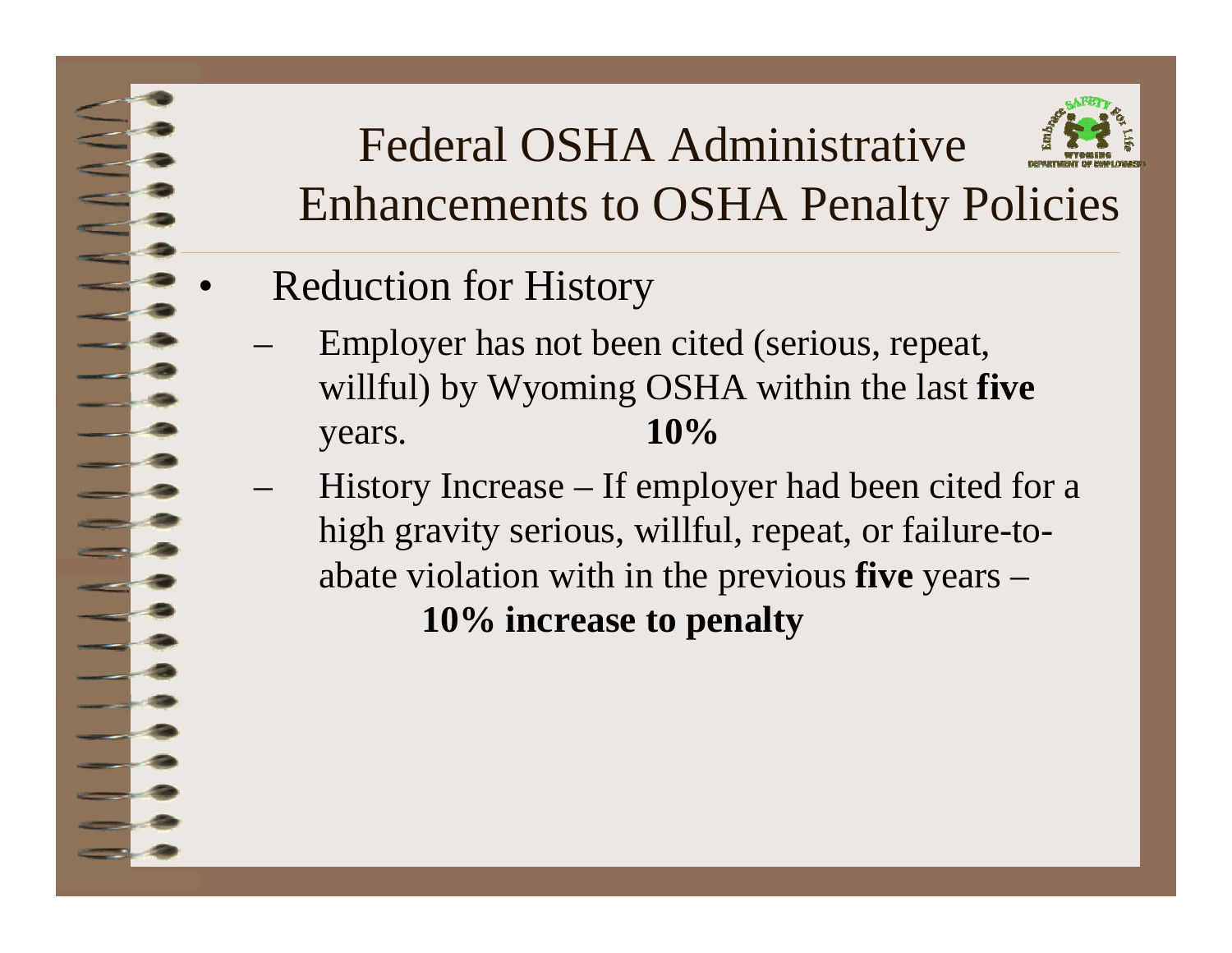# Federal OSHA Administrative Enhancements to OSHA Penalty Policies

- Reduction for History
  - Employer has not been cited (serious, repeat, willful) by Wyoming OSHA within the last **five** years. **10%**
  - History Increase – If employer had been cited for a high gravity serious, willful, repeat, or failure-to-abate violation with in the previous **five** years – **10% increase to penalty**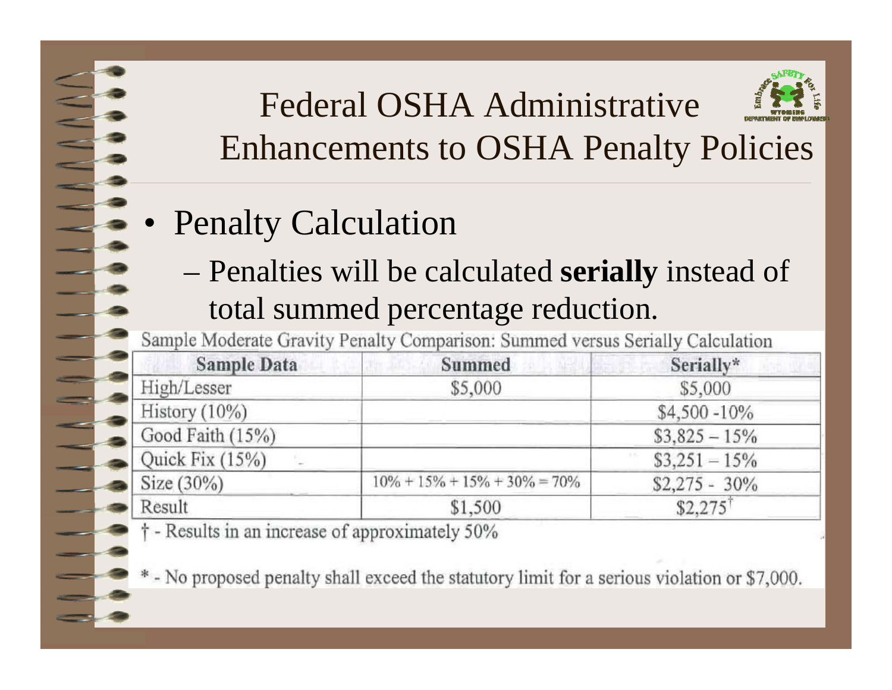# Federal OSHA Administrative Enhancements to OSHA Penalty Policies

- Penalty Calculation
  - Penalties will be calculated **serially** instead of total summed percentage reduction.

Sample Moderate Gravity Penalty Comparison: Summed versus Serially Calculation

| Sample Data | Summed | Serially* |
|---|---|---|
| High/Lesser | \$5,000 | \$5,000 |
| History (10%) | | \$4,500 -10% |
| Good Faith (15%) | | \$3,825 – 15% |
| Quick Fix (15%) | | \$3,251 – 15% |
| Size (30%) | 10% + 15% + 15% + 30% = 70% | \$2,275 - 30% |
| Result | \$1,500 | \$2,275† |

† - Results in an increase of approximately 50%

* - No proposed penalty shall exceed the statutory limit for a serious violation or \$7,000.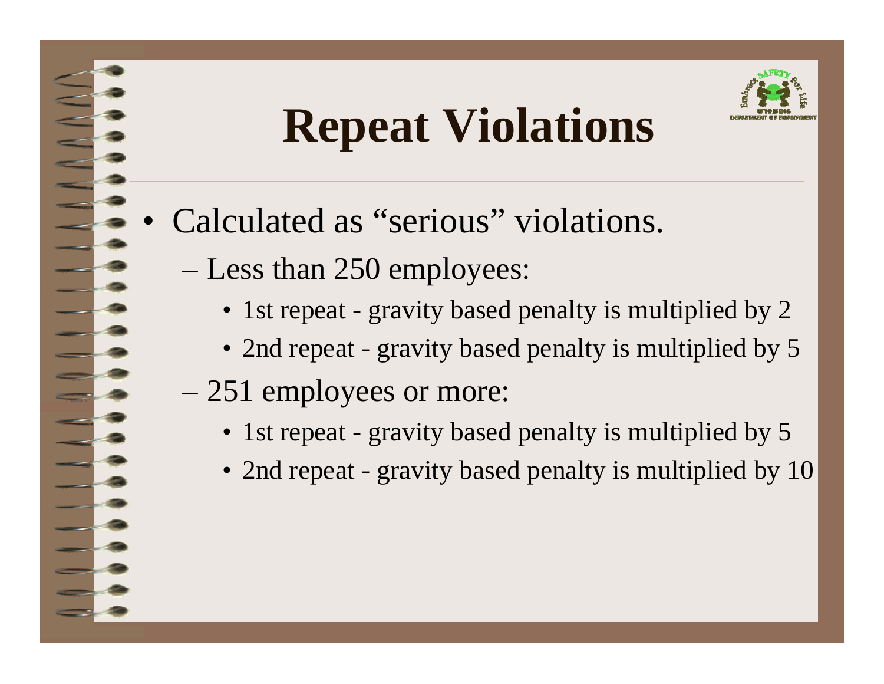# Repeat Violations

- Calculated as “serious” violations.
  - Less than 250 employees:
    - 1st repeat - gravity based penalty is multiplied by 2
    - 2nd repeat - gravity based penalty is multiplied by 5
  - 251 employees or more:
    - 1st repeat - gravity based penalty is multiplied by 5
    - 2nd repeat - gravity based penalty is multiplied by 10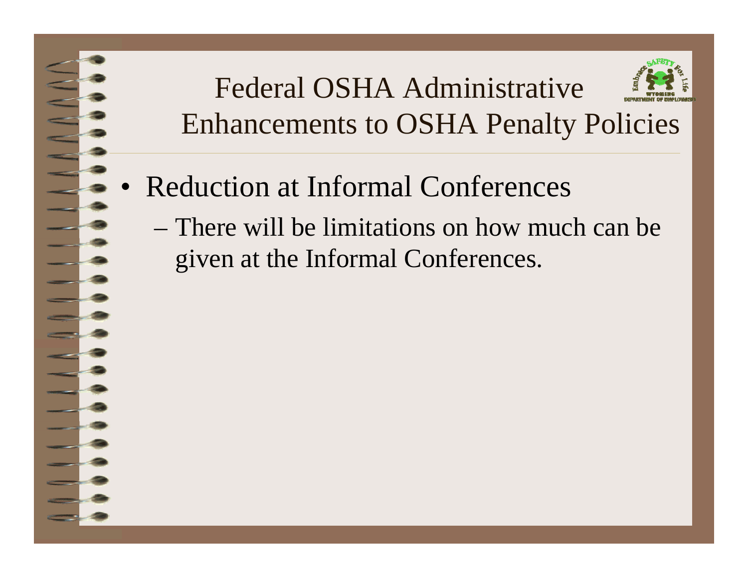# Federal OSHA Administrative Enhancements to OSHA Penalty Policies

- Reduction at Informal Conferences
  - There will be limitations on how much can be given at the Informal Conferences.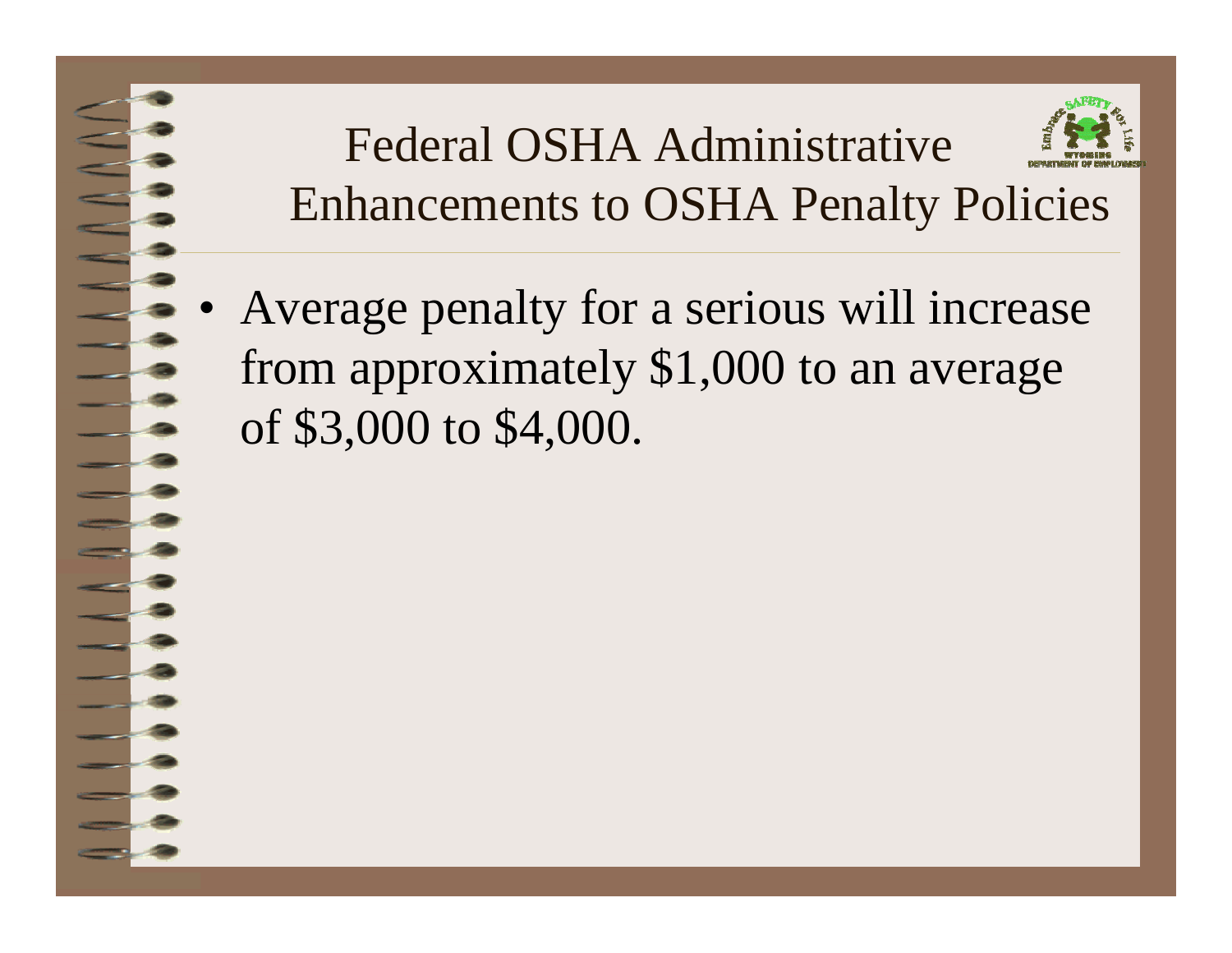# Federal OSHA Administrative Enhancements to OSHA Penalty Policies

- Average penalty for a serious will increase from approximately $1,000 to an average of $3,000 to $4,000.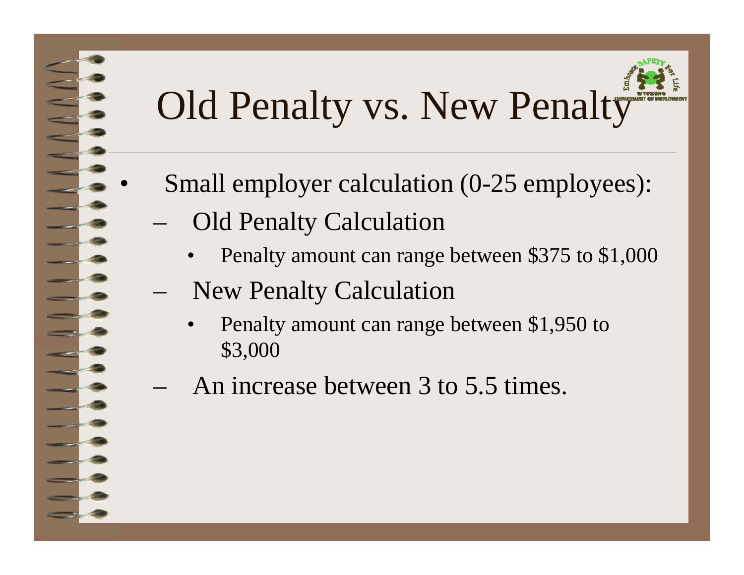# Old Penalty vs. New Penalty

- Small employer calculation (0-25 employees):
  - Old Penalty Calculation
    - Penalty amount can range between $375 to $1,000
  - New Penalty Calculation
    - Penalty amount can range between $1,950 to $3,000
  - An increase between 3 to 5.5 times.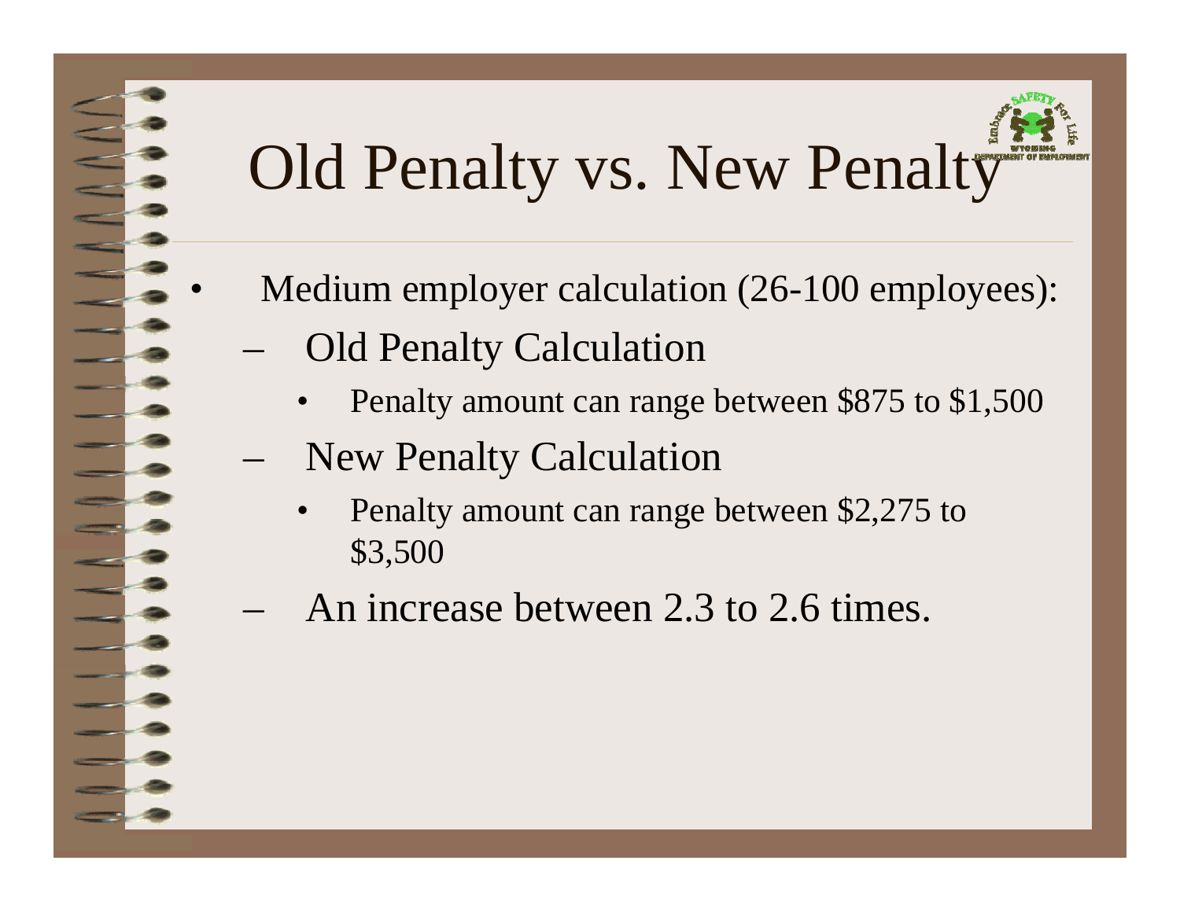# Old Penalty vs. New Penalty

- Medium employer calculation (26-100 employees):
  - Old Penalty Calculation
    - Penalty amount can range between $875 to $1,500
  - New Penalty Calculation
    - Penalty amount can range between $2,275 to $3,500
  - An increase between 2.3 to 2.6 times.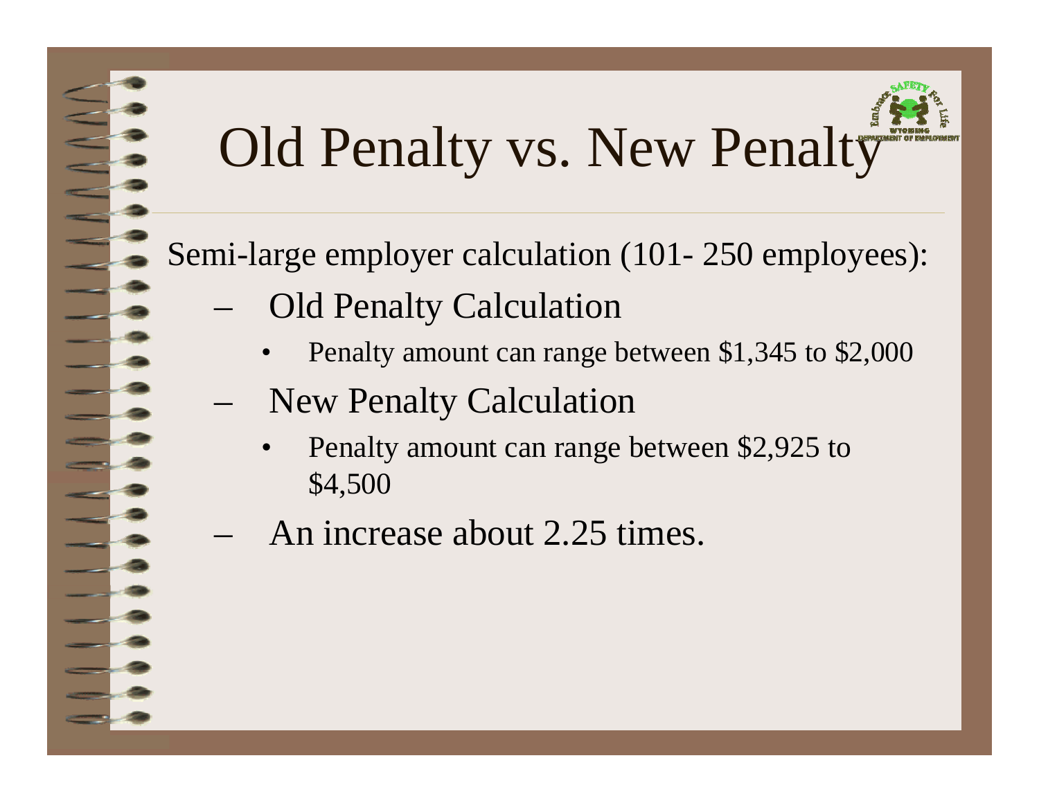# Old Penalty vs. New Penalty

Semi-large employer calculation (101- 250 employees):

- Old Penalty Calculation
  - Penalty amount can range between $1,345 to $2,000
- New Penalty Calculation
  - Penalty amount can range between $2,925 to $4,500
- An increase about 2.25 times.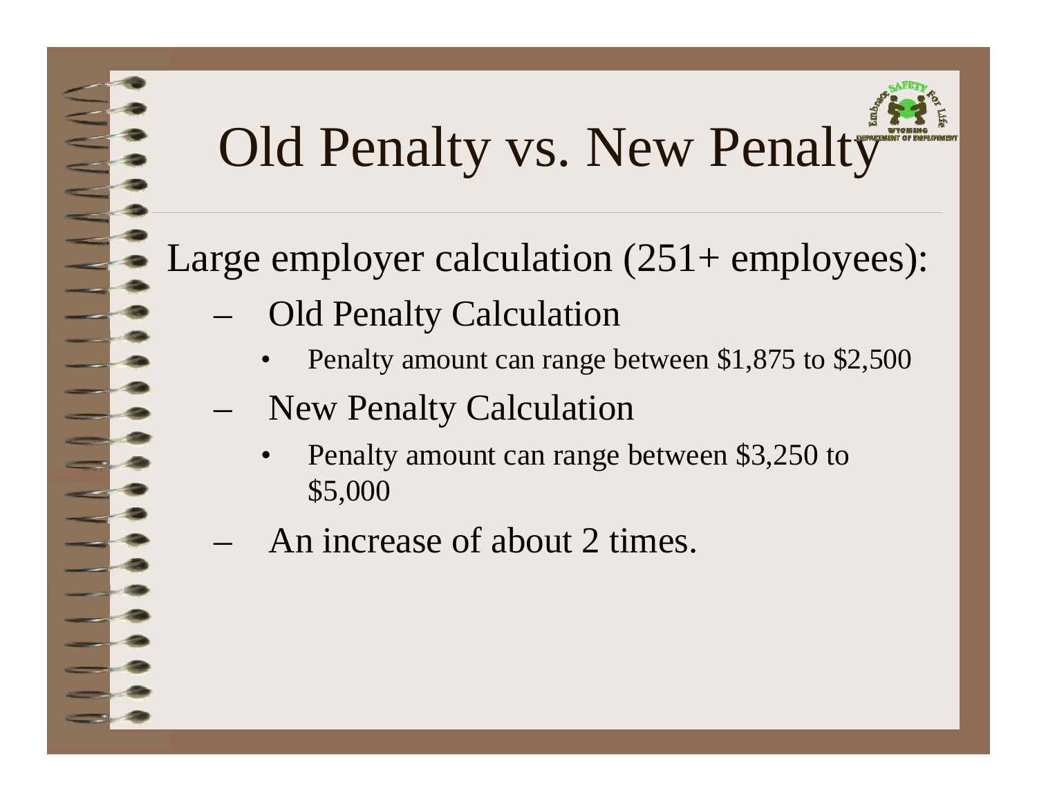# Old Penalty vs. New Penalty

Large employer calculation (251+ employees):

- Old Penalty Calculation
  - Penalty amount can range between $1,875 to $2,500
- New Penalty Calculation
  - Penalty amount can range between $3,250 to $5,000
- An increase of about 2 times.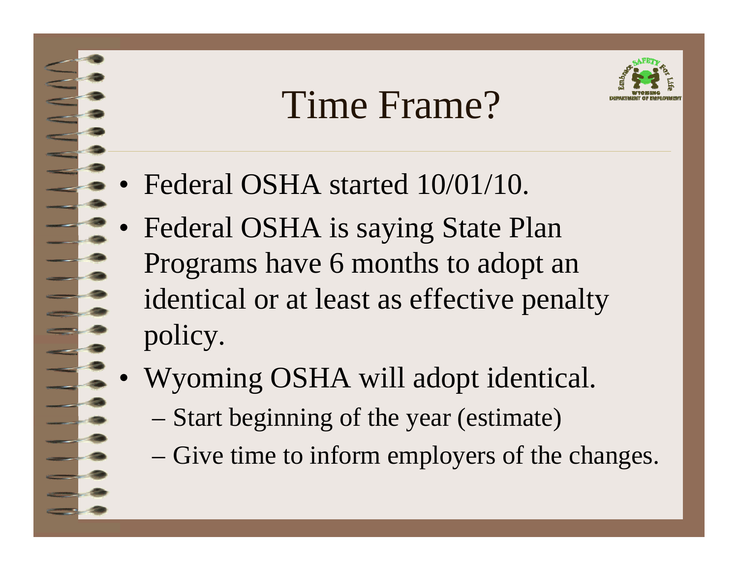# Time Frame?

- Federal OSHA started 10/01/10.
- Federal OSHA is saying State Plan Programs have 6 months to adopt an identical or at least as effective penalty policy.
- Wyoming OSHA will adopt identical.
  - Start beginning of the year (estimate)
  - Give time to inform employers of the changes.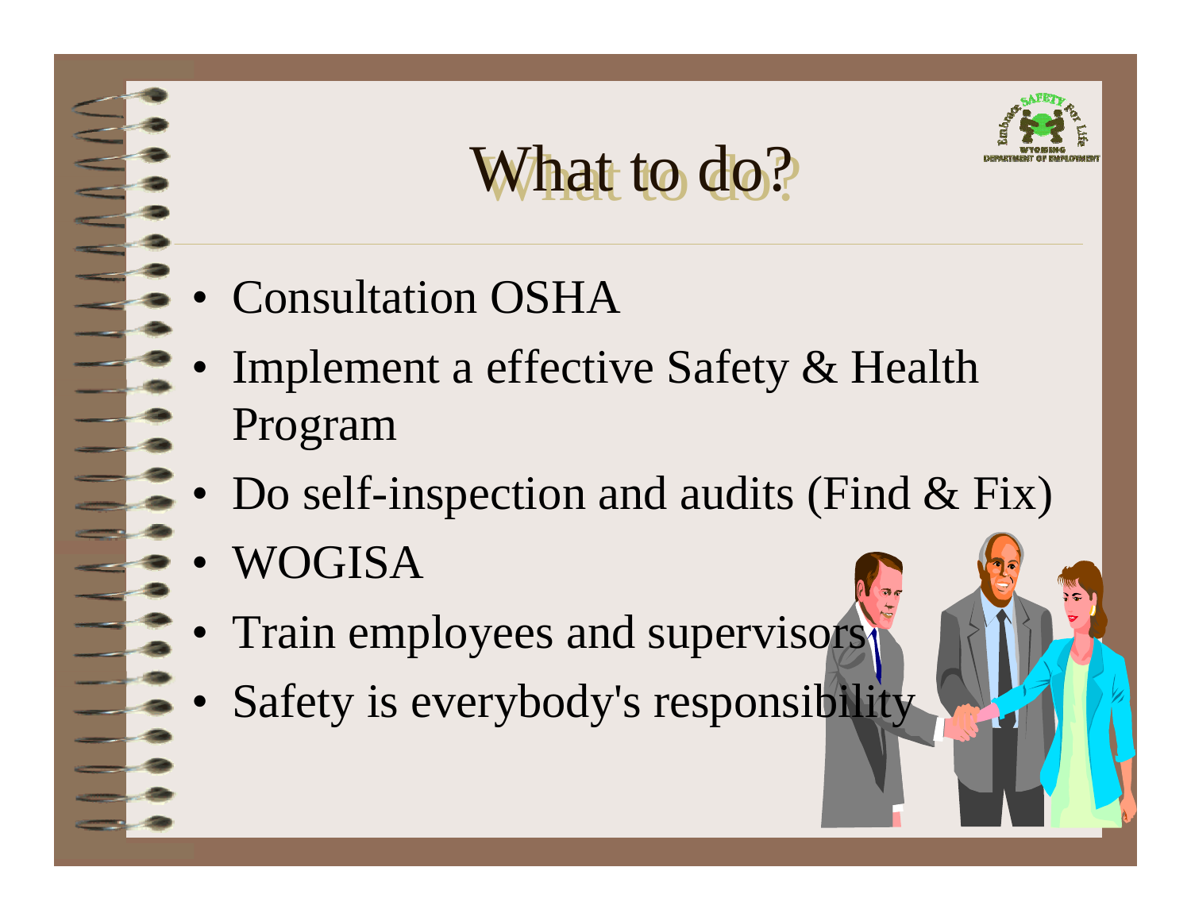# What to do?

- Consultation OSHA
- Implement a effective Safety & Health Program
- Do self-inspection and audits (Find & Fix)
- WOGISA
- Train employees and supervisors
- Safety is everybody's responsibility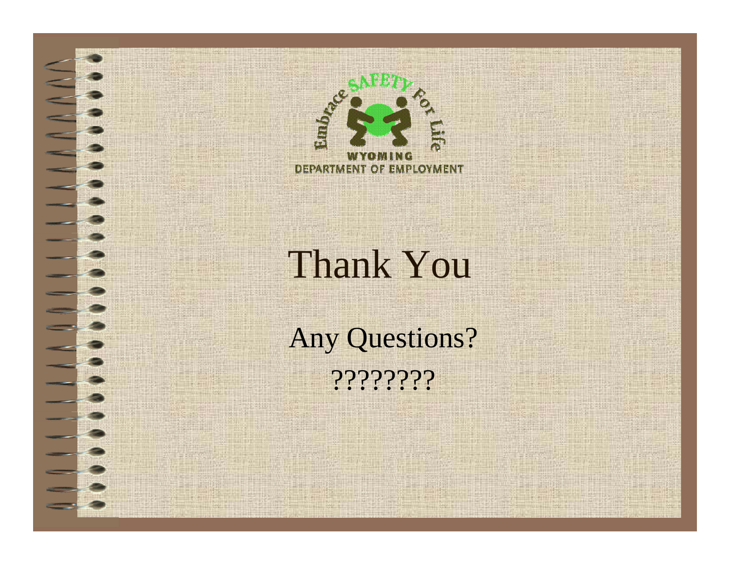Embrace SAFETY For Life

WYOMING DEPARTMENT OF EMPLOYMENT

# Thank You

Any Questions?

????????